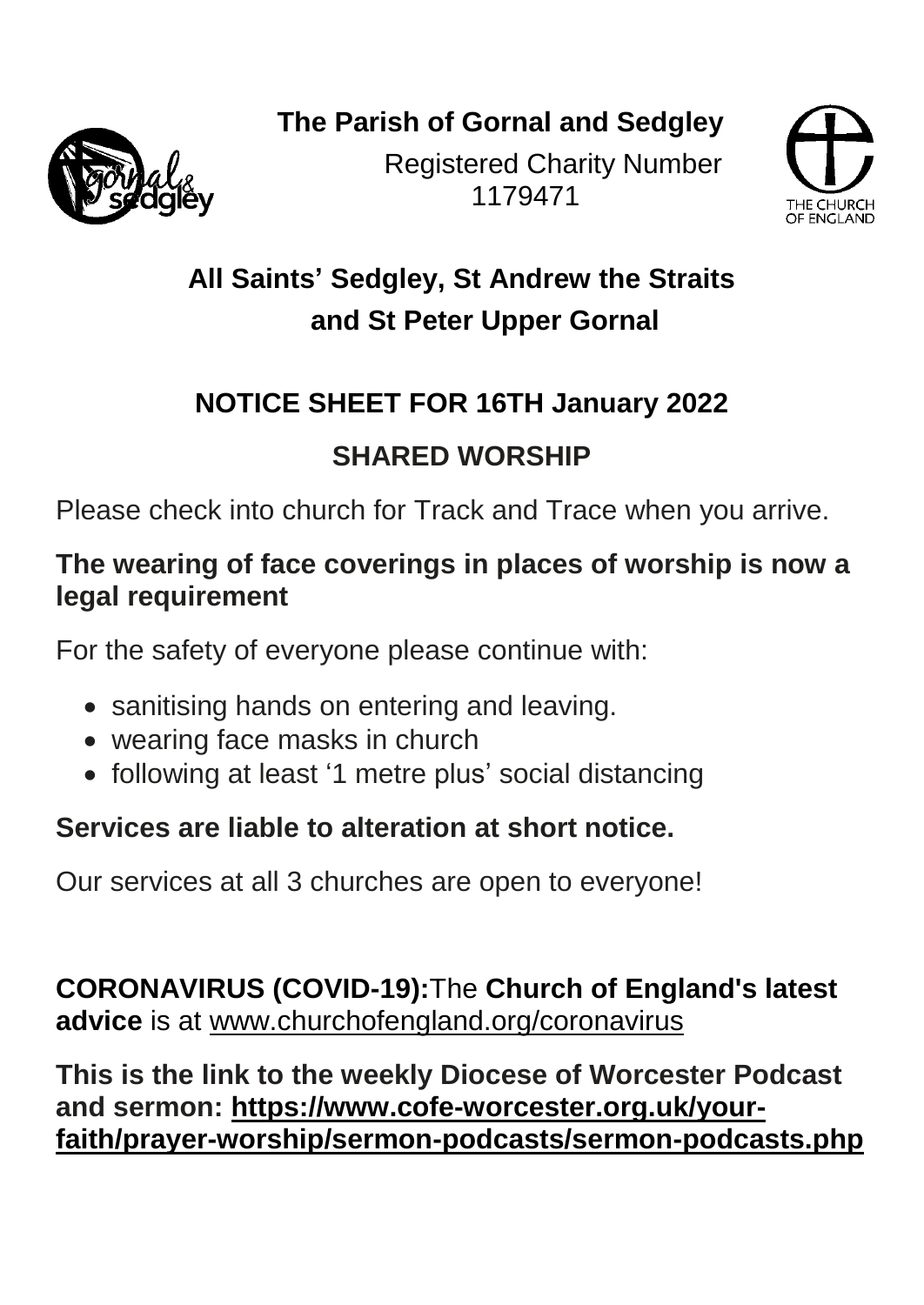# The Parish of Gornal and Sedgley

Registered Charity Number 1179471

## All Saints' Sedgley, St Andrew the Straits and St Peter Upper Gornal

## NOTICE SHEET FOR 16TH January 2022

## SHARED WORSHIP

Please check into church for Track and Trace when you arrive.

**The wearing of face coverings in places of worship is now a legal requirement**

For the safety of everyone please continue with:

- sanitising hands on entering and leaving.
- wearing face masks in church
- following at least '1 metre plus' social distancing

**Services are liable to alteration at short notice.**

Our services at all 3 churches are open to everyone!

**CORONAVIRUS (COVID-19):**The **Church of England's latest advice** is at www.churchofengland.org/coronavirus

**This is the link to the weekly Diocese of Worcester Podcast and sermon: https://www.cofe-worcester.org.uk/your-faith/prayer-worship/sermon-podcasts/sermon-podcasts.php**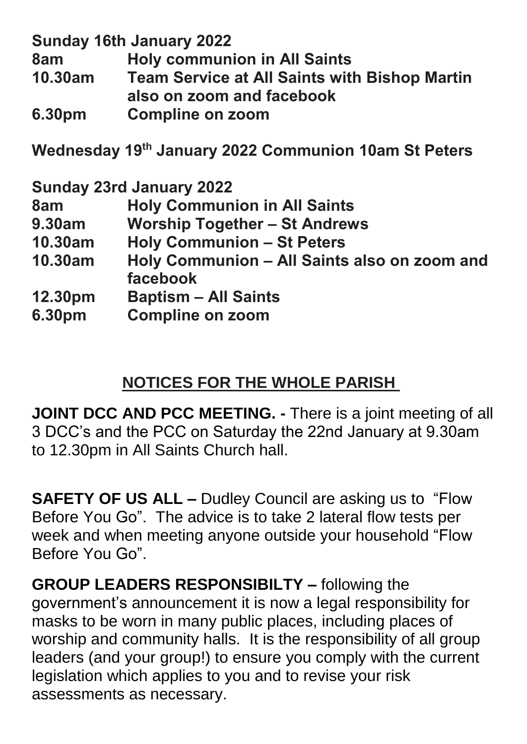**Sunday 16th January 2022**

| | |
|---|---|
| **8am** | **Holy communion in All Saints** |
| **10.30am** | **Team Service at All Saints with Bishop Martin also on zoom and facebook** |
| **6.30pm** | **Compline on zoom** |

**Wednesday 19th January 2022 Communion 10am St Peters**

**Sunday 23rd January 2022**

| | |
|---|---|
| **8am** | **Holy Communion in All Saints** |
| **9.30am** | **Worship Together – St Andrews** |
| **10.30am** | **Holy Communion – St Peters** |
| **10.30am** | **Holy Communion – All Saints also on zoom and facebook** |
| **12.30pm** | **Baptism – All Saints** |
| **6.30pm** | **Compline on zoom** |

## NOTICES FOR THE WHOLE PARISH

**JOINT DCC AND PCC MEETING. -** There is a joint meeting of all 3 DCC's and the PCC on Saturday the 22nd January at 9.30am to 12.30pm in All Saints Church hall.

**SAFETY OF US ALL –** Dudley Council are asking us to "Flow Before You Go". The advice is to take 2 lateral flow tests per week and when meeting anyone outside your household "Flow Before You Go".

**GROUP LEADERS RESPONSIBILTY –** following the government's announcement it is now a legal responsibility for masks to be worn in many public places, including places of worship and community halls. It is the responsibility of all group leaders (and your group!) to ensure you comply with the current legislation which applies to you and to revise your risk assessments as necessary.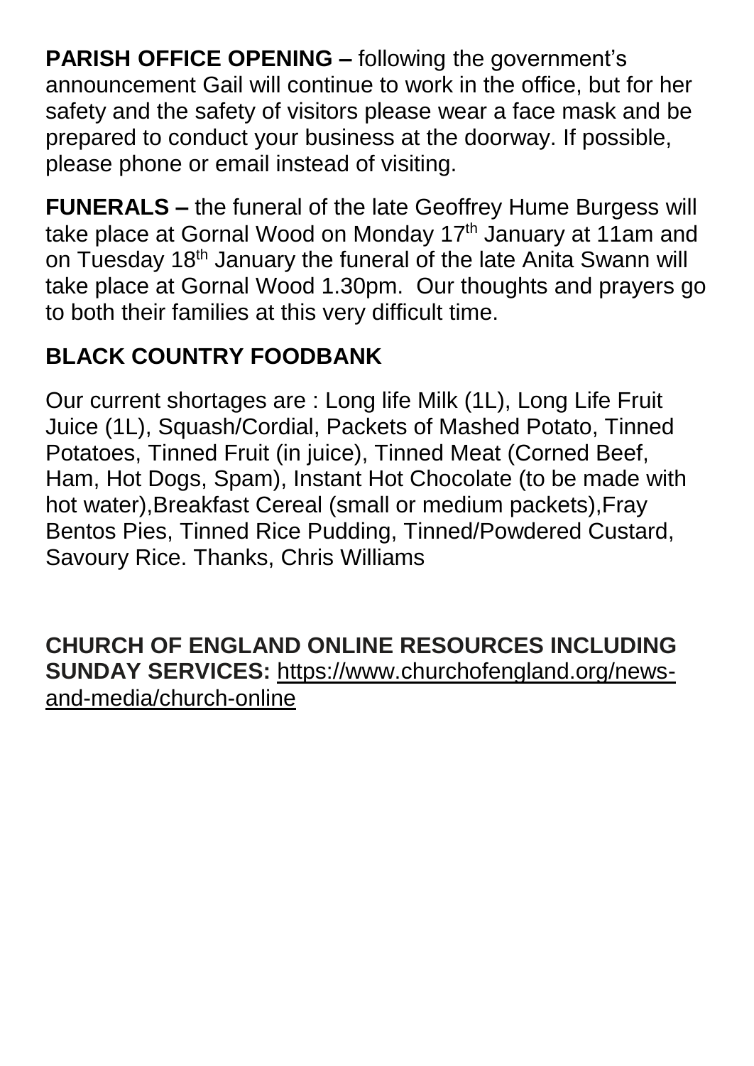**PARISH OFFICE OPENING –** following the government's announcement Gail will continue to work in the office, but for her safety and the safety of visitors please wear a face mask and be prepared to conduct your business at the doorway. If possible, please phone or email instead of visiting.

**FUNERALS –** the funeral of the late Geoffrey Hume Burgess will take place at Gornal Wood on Monday 17th January at 11am and on Tuesday 18th January the funeral of the late Anita Swann will take place at Gornal Wood 1.30pm. Our thoughts and prayers go to both their families at this very difficult time.

## BLACK COUNTRY FOODBANK

Our current shortages are : Long life Milk (1L), Long Life Fruit Juice (1L), Squash/Cordial, Packets of Mashed Potato, Tinned Potatoes, Tinned Fruit (in juice), Tinned Meat (Corned Beef, Ham, Hot Dogs, Spam), Instant Hot Chocolate (to be made with hot water),Breakfast Cereal (small or medium packets),Fray Bentos Pies, Tinned Rice Pudding, Tinned/Powdered Custard, Savoury Rice. Thanks, Chris Williams

**CHURCH OF ENGLAND ONLINE RESOURCES INCLUDING SUNDAY SERVICES:** https://www.churchofengland.org/news-and-media/church-online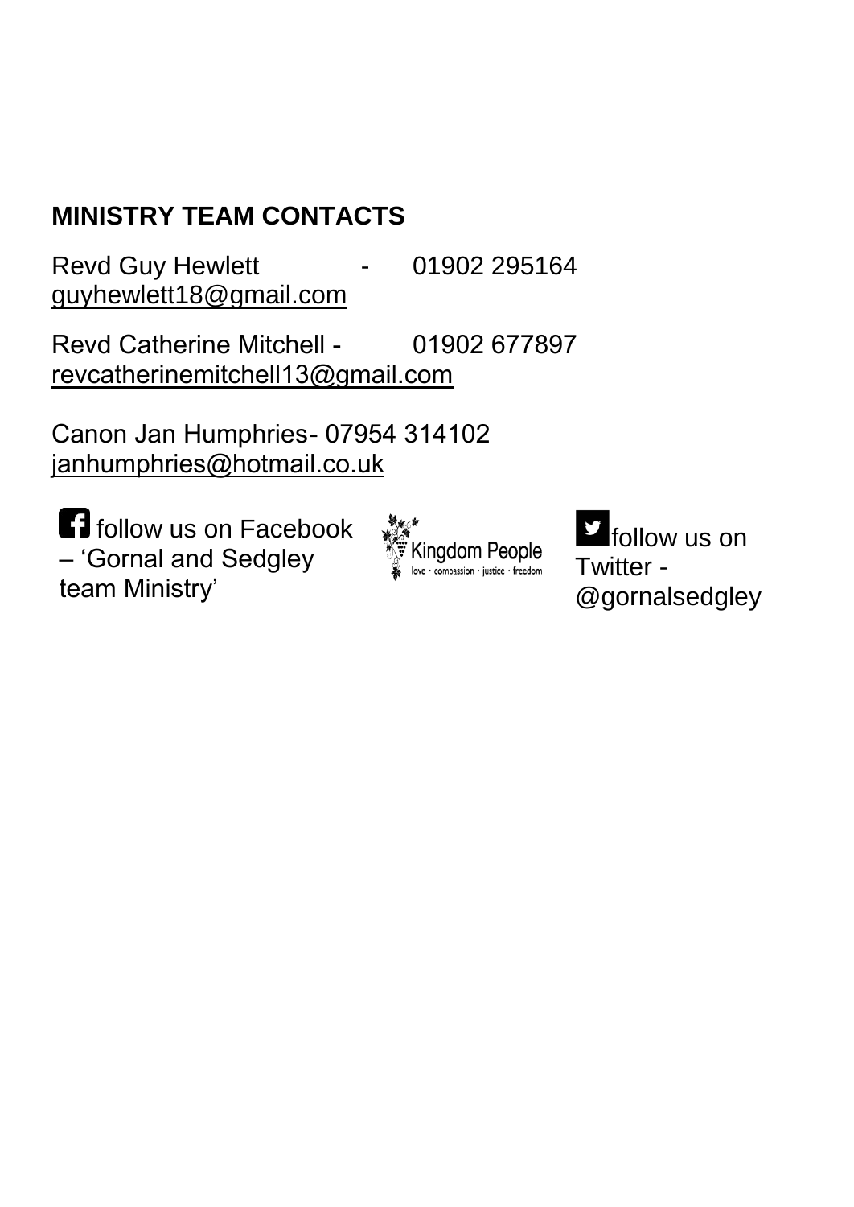**MINISTRY TEAM CONTACTS**

Revd Guy Hewlett - 01902 295164
guyhewlett18@gmail.com

Revd Catherine Mitchell - 01902 677897
revcatherinemitchell13@gmail.com

Canon Jan Humphries- 07954 314102
janhumphries@hotmail.co.uk

follow us on Facebook – 'Gornal and Sedgley team Ministry'

Kingdom People
love · compassion · justice · freedom

follow us on Twitter - @gornalsedgley